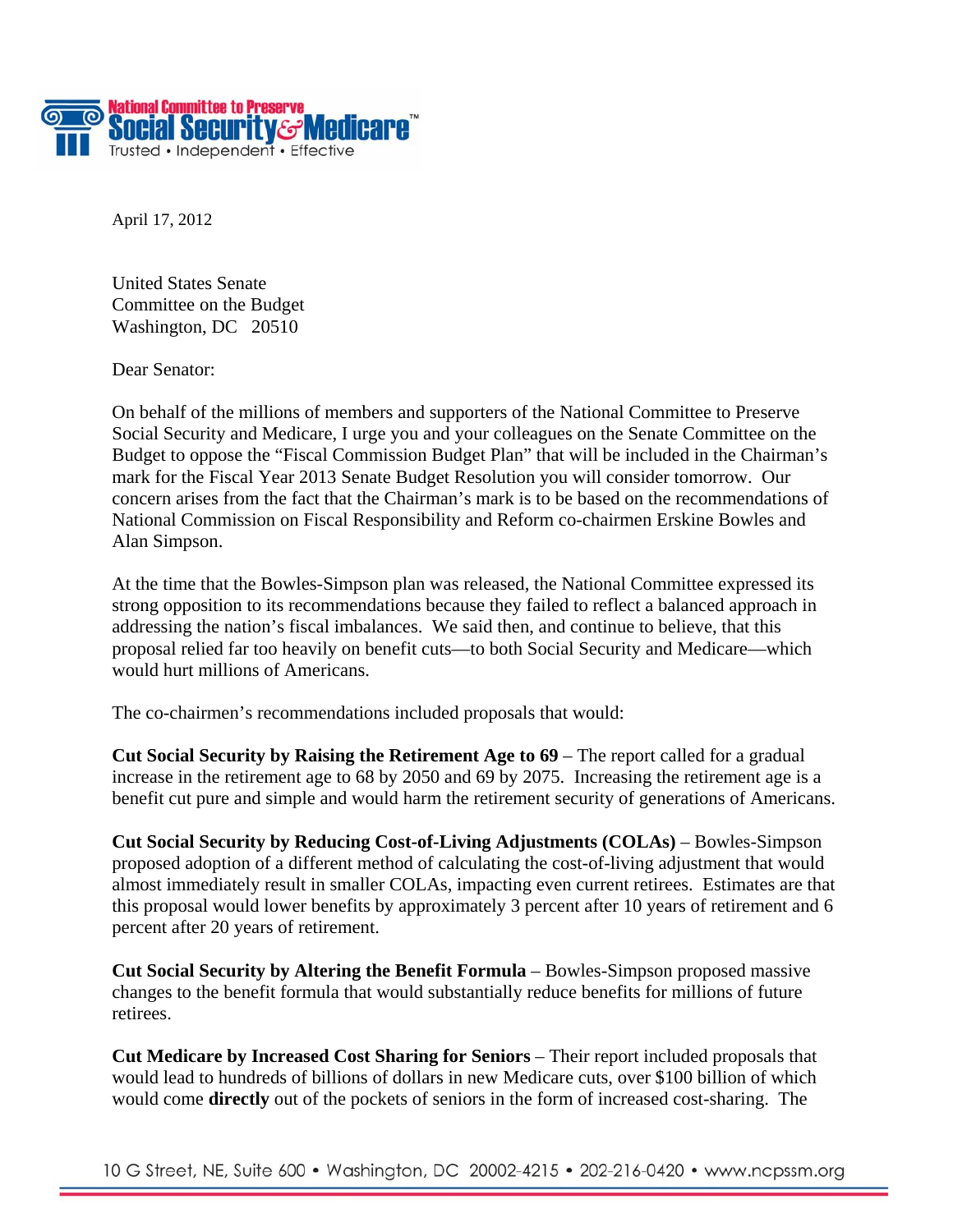**National Committee to Preserve Social Security & Medicare™**
Trusted • Independent • Effective

April 17, 2012

United States Senate
Committee on the Budget
Washington, DC 20510

Dear Senator:

On behalf of the millions of members and supporters of the National Committee to Preserve Social Security and Medicare, I urge you and your colleagues on the Senate Committee on the Budget to oppose the "Fiscal Commission Budget Plan" that will be included in the Chairman's mark for the Fiscal Year 2013 Senate Budget Resolution you will consider tomorrow. Our concern arises from the fact that the Chairman's mark is to be based on the recommendations of National Commission on Fiscal Responsibility and Reform co-chairmen Erskine Bowles and Alan Simpson.

At the time that the Bowles-Simpson plan was released, the National Committee expressed its strong opposition to its recommendations because they failed to reflect a balanced approach in addressing the nation's fiscal imbalances. We said then, and continue to believe, that this proposal relied far too heavily on benefit cuts—to both Social Security and Medicare—which would hurt millions of Americans.

The co-chairmen's recommendations included proposals that would:

**Cut Social Security by Raising the Retirement Age to 69** – The report called for a gradual increase in the retirement age to 68 by 2050 and 69 by 2075. Increasing the retirement age is a benefit cut pure and simple and would harm the retirement security of generations of Americans.

**Cut Social Security by Reducing Cost-of-Living Adjustments (COLAs)** – Bowles-Simpson proposed adoption of a different method of calculating the cost-of-living adjustment that would almost immediately result in smaller COLAs, impacting even current retirees. Estimates are that this proposal would lower benefits by approximately 3 percent after 10 years of retirement and 6 percent after 20 years of retirement.

**Cut Social Security by Altering the Benefit Formula** – Bowles-Simpson proposed massive changes to the benefit formula that would substantially reduce benefits for millions of future retirees.

**Cut Medicare by Increased Cost Sharing for Seniors** – Their report included proposals that would lead to hundreds of billions of dollars in new Medicare cuts, over $100 billion of which would come **directly** out of the pockets of seniors in the form of increased cost-sharing. The

10 G Street, NE, Suite 600 • Washington, DC 20002-4215 • 202-216-0420 • www.ncpssm.org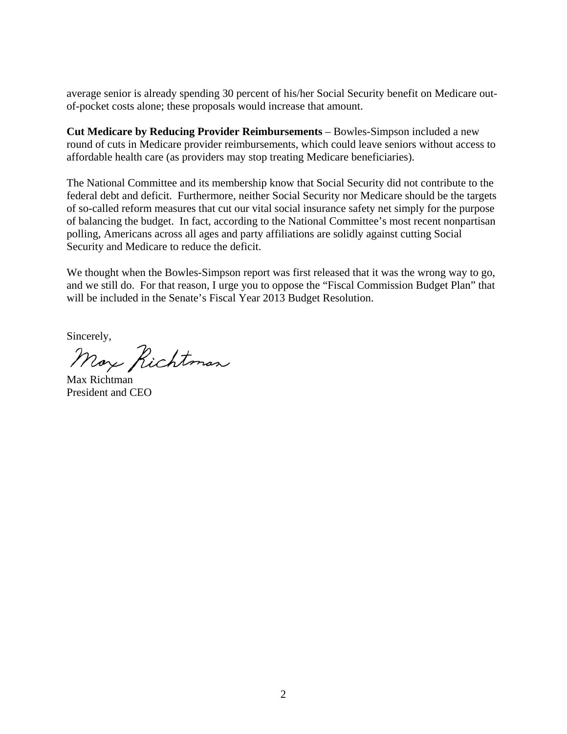average senior is already spending 30 percent of his/her Social Security benefit on Medicare out-of-pocket costs alone; these proposals would increase that amount.

**Cut Medicare by Reducing Provider Reimbursements** – Bowles-Simpson included a new round of cuts in Medicare provider reimbursements, which could leave seniors without access to affordable health care (as providers may stop treating Medicare beneficiaries).

The National Committee and its membership know that Social Security did not contribute to the federal debt and deficit. Furthermore, neither Social Security nor Medicare should be the targets of so-called reform measures that cut our vital social insurance safety net simply for the purpose of balancing the budget. In fact, according to the National Committee's most recent nonpartisan polling, Americans across all ages and party affiliations are solidly against cutting Social Security and Medicare to reduce the deficit.

We thought when the Bowles-Simpson report was first released that it was the wrong way to go, and we still do. For that reason, I urge you to oppose the "Fiscal Commission Budget Plan" that will be included in the Senate's Fiscal Year 2013 Budget Resolution.

Sincerely,

Max Richtman

Max Richtman
President and CEO